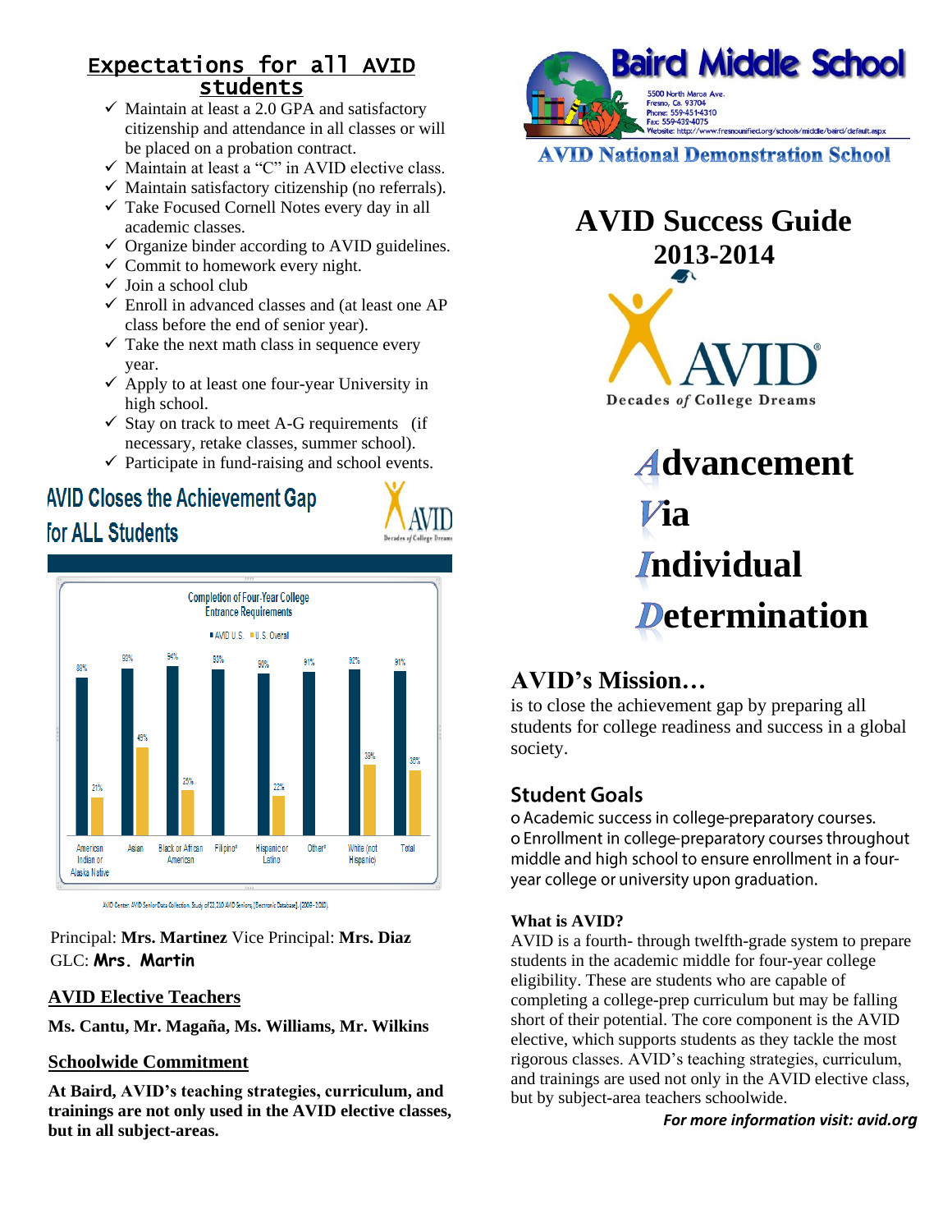## Expectations for all AVID students

- ✓ Maintain at least a 2.0 GPA and satisfactory citizenship and attendance in all classes or will be placed on a probation contract.
- ✓ Maintain at least a "C" in AVID elective class.
- ✓ Maintain satisfactory citizenship (no referrals).
- ✓ Take Focused Cornell Notes every day in all academic classes.
- ✓ Organize binder according to AVID guidelines.
- ✓ Commit to homework every night.
- ✓ Join a school club
- ✓ Enroll in advanced classes and (at least one AP class before the end of senior year).
- ✓ Take the next math class in sequence every year.
- ✓ Apply to at least one four-year University in high school.
- ✓ Stay on track to meet A-G requirements (if necessary, retake classes, summer school).
- ✓ Participate in fund-raising and school events.

## AVID Closes the Achievement Gap for ALL Students

**Completion of Four-Year College Entrance Requirements**

| | AVID U.S. | U.S. Overall |
|---|---|---|
| American Indian or Alaska Native | 88% | 21% |
| Asian | 93% | 45% |
| Black or African American | 94% | 25% |
| Filipino* | 93% | |
| Hispanic or Latino | 90% | 22% |
| Other* | 91% | |
| White (not Hispanic) | 92% | 39% |
| Total | 91% | 36% |

AVID Center. AVID Senior Data Collection. Study of 23,210 AVID Seniors [Electronic Database]. (2009–2010).

Principal: **Mrs. Martinez** Vice Principal: **Mrs. Diaz**
GLC: **Mrs. Martin**

**AVID Elective Teachers**

**Ms. Cantu, Mr. Magaña, Ms. Williams, Mr. Wilkins**

**Schoolwide Commitment**

**At Baird, AVID's teaching strategies, curriculum, and trainings are not only used in the AVID elective classes, but in all subject-areas.**

# Baird Middle School

5500 North Maroa Ave.
Fresno, Ca. 93704
Phone: 559-451-4310
Fax: 559-432-4075
Website: http://www.fresnounified.org/schools/middle/baird/default.aspx

**AVID National Demonstration School**

# AVID Success Guide 2013-2014

AVID® Decades *of* College Dreams

**Advancement Via Individual Determination**

## AVID's Mission…

is to close the achievement gap by preparing all students for college readiness and success in a global society.

## Student Goals

- Academic success in college-preparatory courses.
- Enrollment in college-preparatory courses throughout middle and high school to ensure enrollment in a four-year college or university upon graduation.

**What is AVID?**

AVID is a fourth- through twelfth-grade system to prepare students in the academic middle for four-year college eligibility. These are students who are capable of completing a college-prep curriculum but may be falling short of their potential. The core component is the AVID elective, which supports students as they tackle the most rigorous classes. AVID's teaching strategies, curriculum, and trainings are used not only in the AVID elective class, but by subject-area teachers schoolwide.

***For more information visit: avid.org***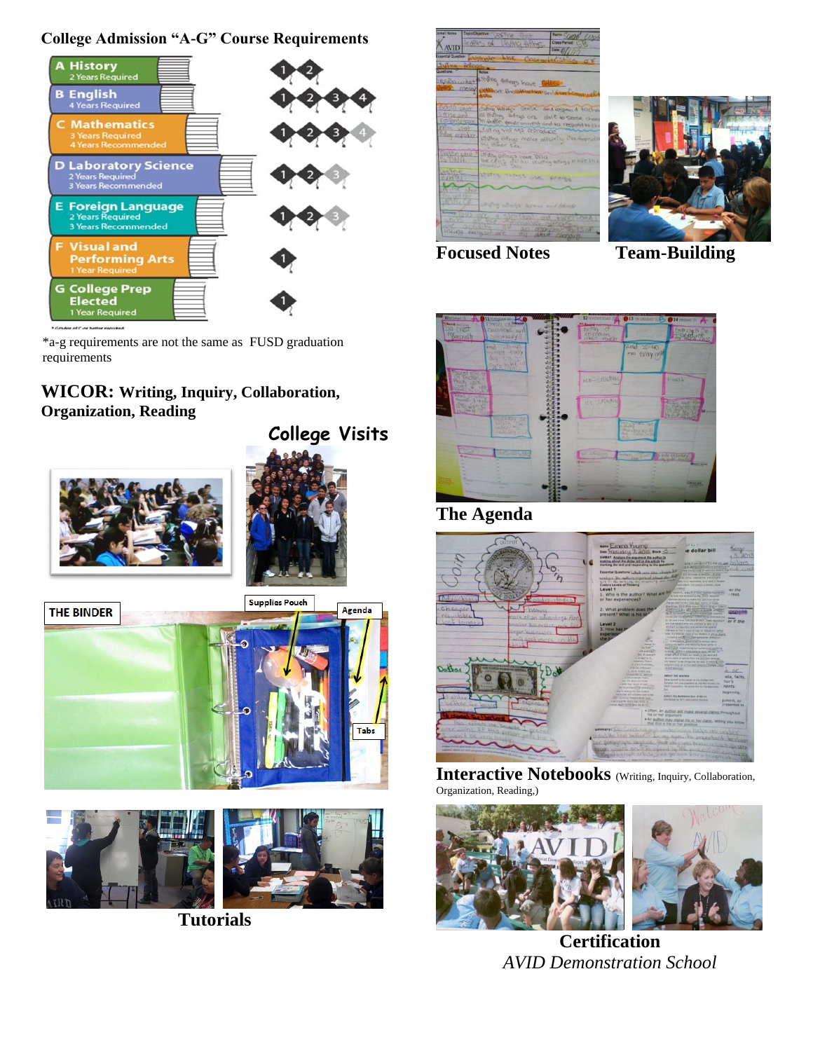## College Admission "A-G" Course Requirements

A History
2 Years Required

B English
4 Years Required

C Mathematics
3 Years Required
4 Years Recommended

D Laboratory Science
2 Years Required
3 Years Recommended

E Foreign Language
2 Years Required
3 Years Recommended

F Visual and Performing Arts
1 Year Required

G College Prep Elected
1 Year Required

*a-g requirements are not the same as FUSD graduation requirements

## WICOR: Writing, Inquiry, Collaboration, Organization, Reading

**College Visits**

**THE BINDER**

Supplies Pouch

Agenda

Tabs

**Tutorials**

**Focused Notes**

**Team-Building**

**The Agenda**

**Interactive Notebooks** (Writing, Inquiry, Collaboration, Organization, Reading,)

**Certification**

*AVID Demonstration School*